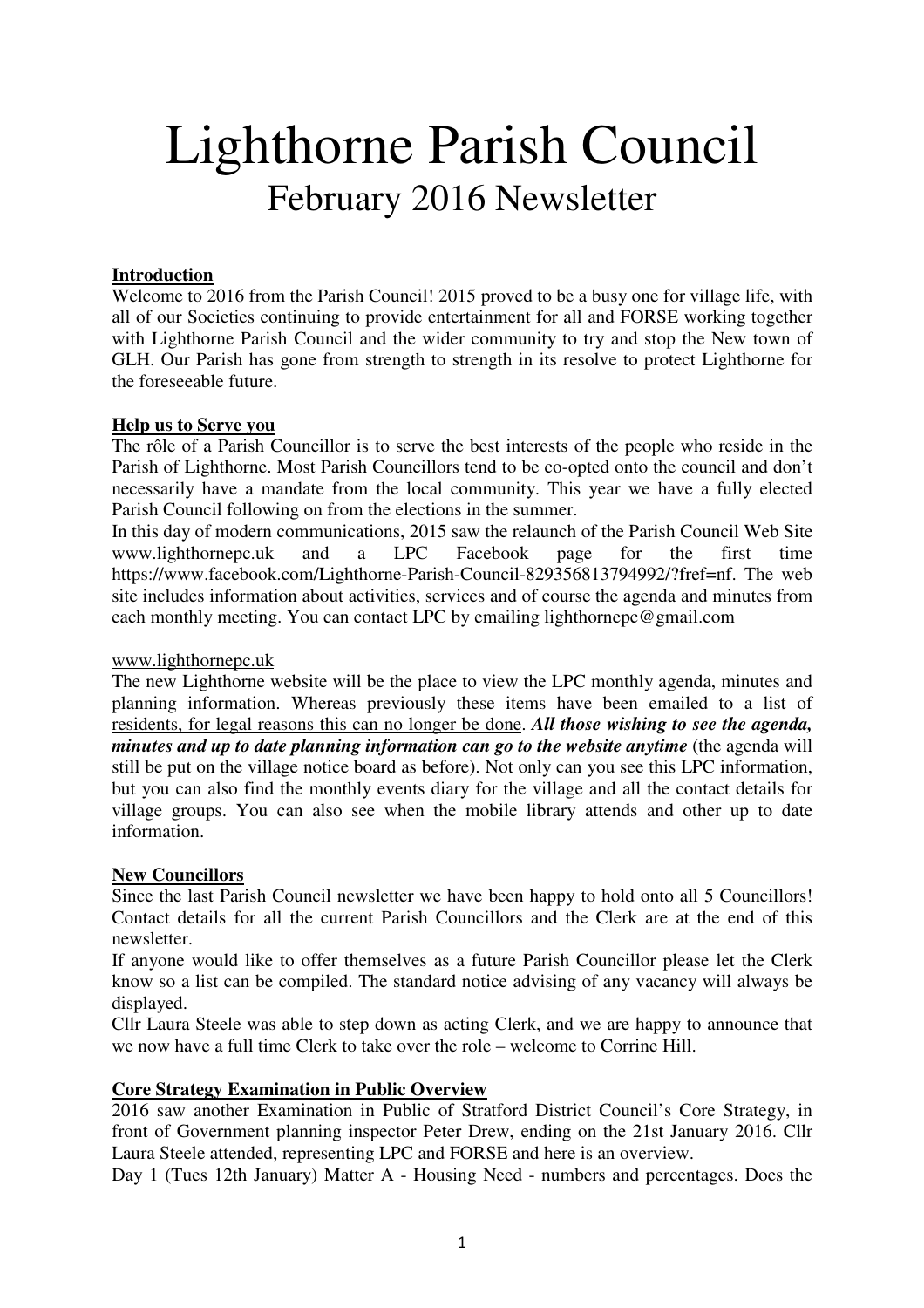# Lighthorne Parish Council

## February 2016 Newsletter

**Introduction**

Welcome to 2016 from the Parish Council! 2015 proved to be a busy one for village life, with all of our Societies continuing to provide entertainment for all and FORSE working together with Lighthorne Parish Council and the wider community to try and stop the New town of GLH. Our Parish has gone from strength to strength in its resolve to protect Lighthorne for the foreseeable future.

**Help us to Serve you**

The rôle of a Parish Councillor is to serve the best interests of the people who reside in the Parish of Lighthorne. Most Parish Councillors tend to be co-opted onto the council and don't necessarily have a mandate from the local community. This year we have a fully elected Parish Council following on from the elections in the summer.

In this day of modern communications, 2015 saw the relaunch of the Parish Council Web Site www.lighthornepc.uk and a LPC Facebook page for the first time https://www.facebook.com/Lighthorne-Parish-Council-829356813794992/?fref=nf. The web site includes information about activities, services and of course the agenda and minutes from each monthly meeting. You can contact LPC by emailing lighthornepc@gmail.com

www.lighthornepc.uk

The new Lighthorne website will be the place to view the LPC monthly agenda, minutes and planning information. Whereas previously these items have been emailed to a list of residents, for legal reasons this can no longer be done. ***All those wishing to see the agenda, minutes and up to date planning information can go to the website anytime*** (the agenda will still be put on the village notice board as before). Not only can you see this LPC information, but you can also find the monthly events diary for the village and all the contact details for village groups. You can also see when the mobile library attends and other up to date information.

**New Councillors**

Since the last Parish Council newsletter we have been happy to hold onto all 5 Councillors! Contact details for all the current Parish Councillors and the Clerk are at the end of this newsletter.

If anyone would like to offer themselves as a future Parish Councillor please let the Clerk know so a list can be compiled. The standard notice advising of any vacancy will always be displayed.

Cllr Laura Steele was able to step down as acting Clerk, and we are happy to announce that we now have a full time Clerk to take over the role – welcome to Corrine Hill.

**Core Strategy Examination in Public Overview**

2016 saw another Examination in Public of Stratford District Council's Core Strategy, in front of Government planning inspector Peter Drew, ending on the 21st January 2016. Cllr Laura Steele attended, representing LPC and FORSE and here is an overview.

Day 1 (Tues 12th January) Matter A - Housing Need - numbers and percentages. Does the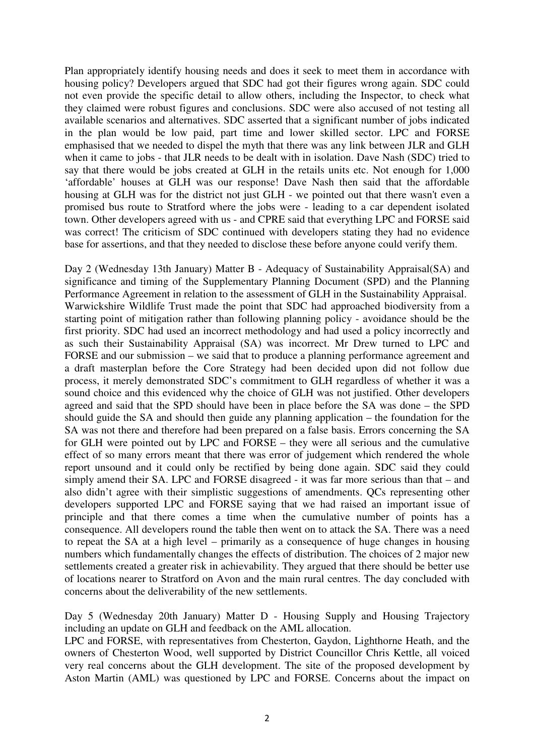Plan appropriately identify housing needs and does it seek to meet them in accordance with housing policy? Developers argued that SDC had got their figures wrong again. SDC could not even provide the specific detail to allow others, including the Inspector, to check what they claimed were robust figures and conclusions. SDC were also accused of not testing all available scenarios and alternatives. SDC asserted that a significant number of jobs indicated in the plan would be low paid, part time and lower skilled sector. LPC and FORSE emphasised that we needed to dispel the myth that there was any link between JLR and GLH when it came to jobs - that JLR needs to be dealt with in isolation. Dave Nash (SDC) tried to say that there would be jobs created at GLH in the retails units etc. Not enough for 1,000 'affordable' houses at GLH was our response! Dave Nash then said that the affordable housing at GLH was for the district not just GLH - we pointed out that there wasn't even a promised bus route to Stratford where the jobs were - leading to a car dependent isolated town. Other developers agreed with us - and CPRE said that everything LPC and FORSE said was correct! The criticism of SDC continued with developers stating they had no evidence base for assertions, and that they needed to disclose these before anyone could verify them.

Day 2 (Wednesday 13th January) Matter B - Adequacy of Sustainability Appraisal(SA) and significance and timing of the Supplementary Planning Document (SPD) and the Planning Performance Agreement in relation to the assessment of GLH in the Sustainability Appraisal.
Warwickshire Wildlife Trust made the point that SDC had approached biodiversity from a starting point of mitigation rather than following planning policy - avoidance should be the first priority. SDC had used an incorrect methodology and had used a policy incorrectly and as such their Sustainability Appraisal (SA) was incorrect. Mr Drew turned to LPC and FORSE and our submission – we said that to produce a planning performance agreement and a draft masterplan before the Core Strategy had been decided upon did not follow due process, it merely demonstrated SDC's commitment to GLH regardless of whether it was a sound choice and this evidenced why the choice of GLH was not justified. Other developers agreed and said that the SPD should have been in place before the SA was done – the SPD should guide the SA and should then guide any planning application – the foundation for the SA was not there and therefore had been prepared on a false basis. Errors concerning the SA for GLH were pointed out by LPC and FORSE – they were all serious and the cumulative effect of so many errors meant that there was error of judgement which rendered the whole report unsound and it could only be rectified by being done again. SDC said they could simply amend their SA. LPC and FORSE disagreed - it was far more serious than that – and also didn't agree with their simplistic suggestions of amendments. QCs representing other developers supported LPC and FORSE saying that we had raised an important issue of principle and that there comes a time when the cumulative number of points has a consequence. All developers round the table then went on to attack the SA. There was a need to repeat the SA at a high level – primarily as a consequence of huge changes in housing numbers which fundamentally changes the effects of distribution. The choices of 2 major new settlements created a greater risk in achievability. They argued that there should be better use of locations nearer to Stratford on Avon and the main rural centres. The day concluded with concerns about the deliverability of the new settlements.

Day 5 (Wednesday 20th January) Matter D - Housing Supply and Housing Trajectory including an update on GLH and feedback on the AML allocation.
LPC and FORSE, with representatives from Chesterton, Gaydon, Lighthorne Heath, and the owners of Chesterton Wood, well supported by District Councillor Chris Kettle, all voiced very real concerns about the GLH development. The site of the proposed development by Aston Martin (AML) was questioned by LPC and FORSE. Concerns about the impact on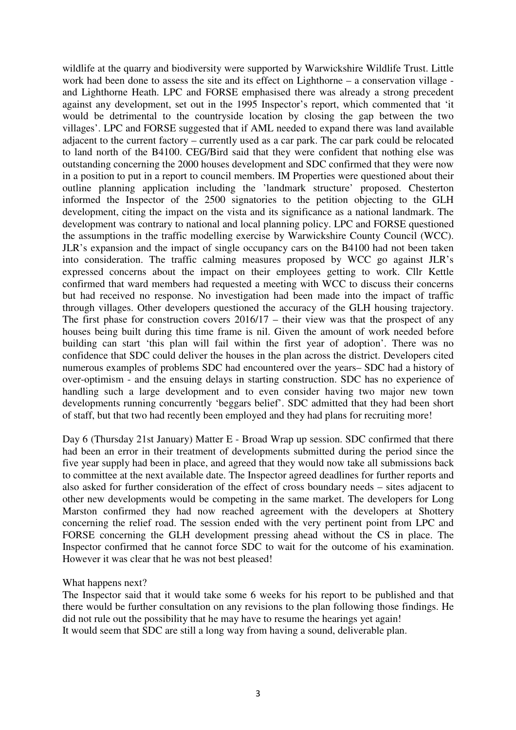wildlife at the quarry and biodiversity were supported by Warwickshire Wildlife Trust. Little work had been done to assess the site and its effect on Lighthorne – a conservation village - and Lighthorne Heath. LPC and FORSE emphasised there was already a strong precedent against any development, set out in the 1995 Inspector's report, which commented that 'it would be detrimental to the countryside location by closing the gap between the two villages'. LPC and FORSE suggested that if AML needed to expand there was land available adjacent to the current factory – currently used as a car park. The car park could be relocated to land north of the B4100. CEG/Bird said that they were confident that nothing else was outstanding concerning the 2000 houses development and SDC confirmed that they were now in a position to put in a report to council members. IM Properties were questioned about their outline planning application including the 'landmark structure' proposed. Chesterton informed the Inspector of the 2500 signatories to the petition objecting to the GLH development, citing the impact on the vista and its significance as a national landmark. The development was contrary to national and local planning policy. LPC and FORSE questioned the assumptions in the traffic modelling exercise by Warwickshire County Council (WCC). JLR's expansion and the impact of single occupancy cars on the B4100 had not been taken into consideration. The traffic calming measures proposed by WCC go against JLR's expressed concerns about the impact on their employees getting to work. Cllr Kettle confirmed that ward members had requested a meeting with WCC to discuss their concerns but had received no response. No investigation had been made into the impact of traffic through villages. Other developers questioned the accuracy of the GLH housing trajectory. The first phase for construction covers 2016/17 – their view was that the prospect of any houses being built during this time frame is nil. Given the amount of work needed before building can start 'this plan will fail within the first year of adoption'. There was no confidence that SDC could deliver the houses in the plan across the district. Developers cited numerous examples of problems SDC had encountered over the years– SDC had a history of over-optimism - and the ensuing delays in starting construction. SDC has no experience of handling such a large development and to even consider having two major new town developments running concurrently 'beggars belief'. SDC admitted that they had been short of staff, but that two had recently been employed and they had plans for recruiting more!

Day 6 (Thursday 21st January) Matter E - Broad Wrap up session. SDC confirmed that there had been an error in their treatment of developments submitted during the period since the five year supply had been in place, and agreed that they would now take all submissions back to committee at the next available date. The Inspector agreed deadlines for further reports and also asked for further consideration of the effect of cross boundary needs – sites adjacent to other new developments would be competing in the same market. The developers for Long Marston confirmed they had now reached agreement with the developers at Shottery concerning the relief road. The session ended with the very pertinent point from LPC and FORSE concerning the GLH development pressing ahead without the CS in place. The Inspector confirmed that he cannot force SDC to wait for the outcome of his examination. However it was clear that he was not best pleased!

What happens next?

The Inspector said that it would take some 6 weeks for his report to be published and that there would be further consultation on any revisions to the plan following those findings. He did not rule out the possibility that he may have to resume the hearings yet again!

It would seem that SDC are still a long way from having a sound, deliverable plan.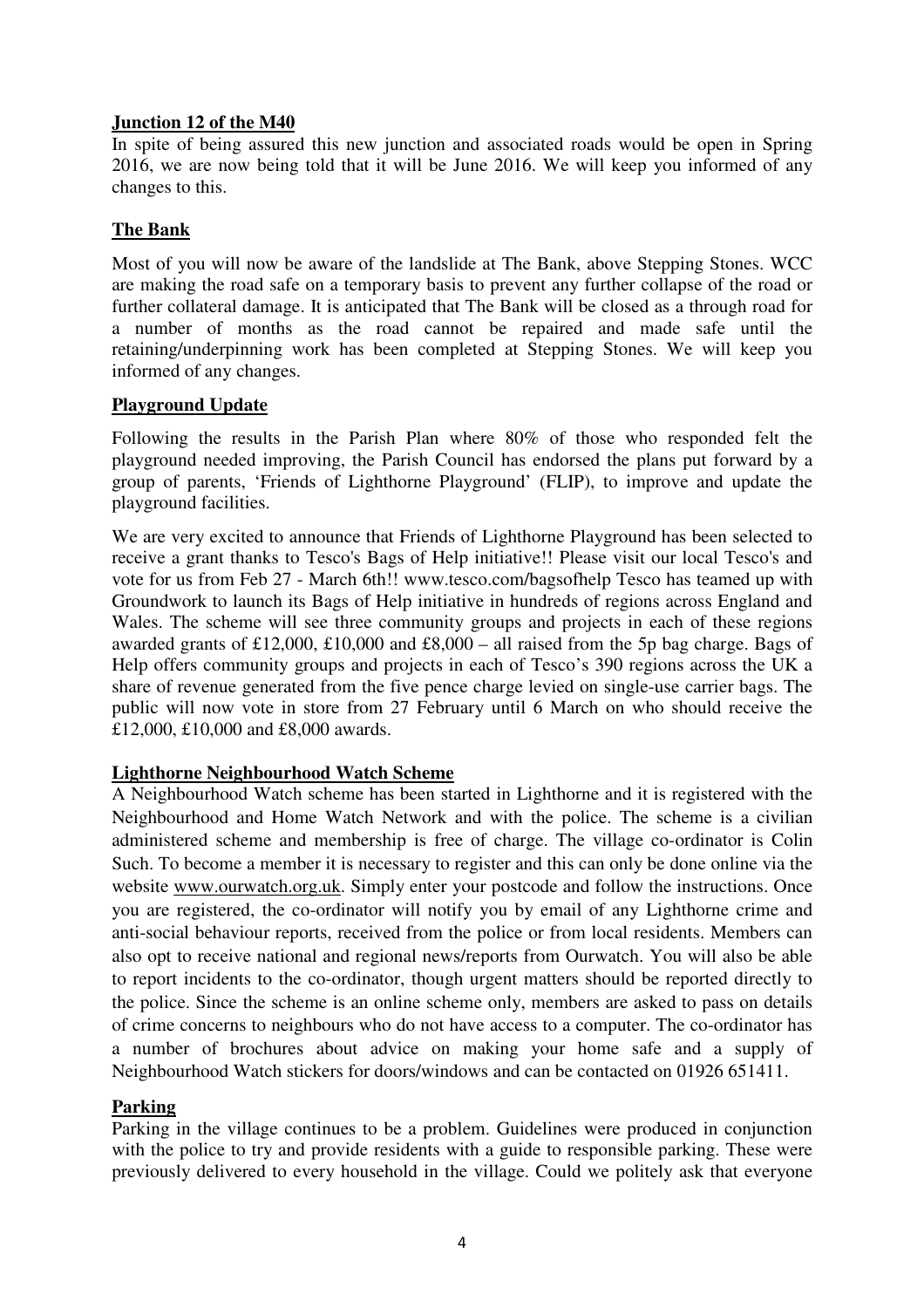## Junction 12 of the M40

In spite of being assured this new junction and associated roads would be open in Spring 2016, we are now being told that it will be June 2016. We will keep you informed of any changes to this.

## The Bank

Most of you will now be aware of the landslide at The Bank, above Stepping Stones. WCC are making the road safe on a temporary basis to prevent any further collapse of the road or further collateral damage. It is anticipated that The Bank will be closed as a through road for a number of months as the road cannot be repaired and made safe until the retaining/underpinning work has been completed at Stepping Stones. We will keep you informed of any changes.

## Playground Update

Following the results in the Parish Plan where 80% of those who responded felt the playground needed improving, the Parish Council has endorsed the plans put forward by a group of parents, 'Friends of Lighthorne Playground' (FLIP), to improve and update the playground facilities.

We are very excited to announce that Friends of Lighthorne Playground has been selected to receive a grant thanks to Tesco's Bags of Help initiative!! Please visit our local Tesco's and vote for us from Feb 27 - March 6th!! www.tesco.com/bagsofhelp Tesco has teamed up with Groundwork to launch its Bags of Help initiative in hundreds of regions across England and Wales. The scheme will see three community groups and projects in each of these regions awarded grants of £12,000, £10,000 and £8,000 – all raised from the 5p bag charge. Bags of Help offers community groups and projects in each of Tesco's 390 regions across the UK a share of revenue generated from the five pence charge levied on single-use carrier bags. The public will now vote in store from 27 February until 6 March on who should receive the £12,000, £10,000 and £8,000 awards.

## Lighthorne Neighbourhood Watch Scheme

A Neighbourhood Watch scheme has been started in Lighthorne and it is registered with the Neighbourhood and Home Watch Network and with the police. The scheme is a civilian administered scheme and membership is free of charge. The village co-ordinator is Colin Such. To become a member it is necessary to register and this can only be done online via the website www.ourwatch.org.uk. Simply enter your postcode and follow the instructions. Once you are registered, the co-ordinator will notify you by email of any Lighthorne crime and anti-social behaviour reports, received from the police or from local residents. Members can also opt to receive national and regional news/reports from Ourwatch. You will also be able to report incidents to the co-ordinator, though urgent matters should be reported directly to the police. Since the scheme is an online scheme only, members are asked to pass on details of crime concerns to neighbours who do not have access to a computer. The co-ordinator has a number of brochures about advice on making your home safe and a supply of Neighbourhood Watch stickers for doors/windows and can be contacted on 01926 651411.

## Parking

Parking in the village continues to be a problem. Guidelines were produced in conjunction with the police to try and provide residents with a guide to responsible parking. These were previously delivered to every household in the village. Could we politely ask that everyone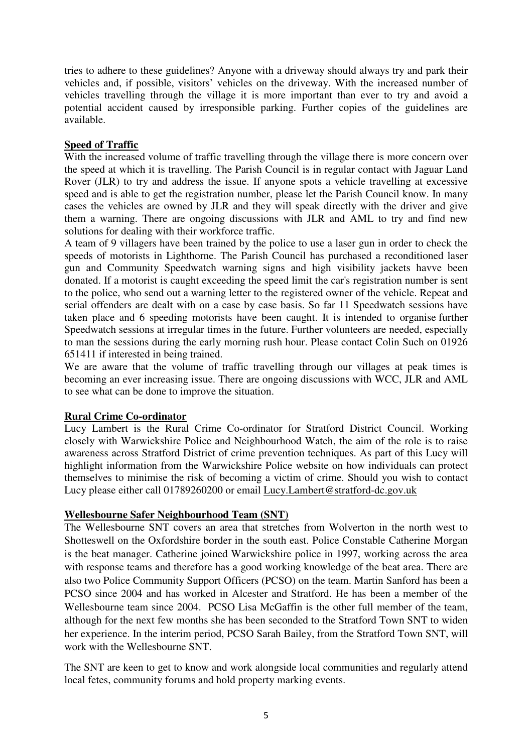tries to adhere to these guidelines? Anyone with a driveway should always try and park their vehicles and, if possible, visitors' vehicles on the driveway. With the increased number of vehicles travelling through the village it is more important than ever to try and avoid a potential accident caused by irresponsible parking. Further copies of the guidelines are available.

**Speed of Traffic**

With the increased volume of traffic travelling through the village there is more concern over the speed at which it is travelling. The Parish Council is in regular contact with Jaguar Land Rover (JLR) to try and address the issue. If anyone spots a vehicle travelling at excessive speed and is able to get the registration number, please let the Parish Council know. In many cases the vehicles are owned by JLR and they will speak directly with the driver and give them a warning. There are ongoing discussions with JLR and AML to try and find new solutions for dealing with their workforce traffic.

A team of 9 villagers have been trained by the police to use a laser gun in order to check the speeds of motorists in Lighthorne. The Parish Council has purchased a reconditioned laser gun and Community Speedwatch warning signs and high visibility jackets havve been donated. If a motorist is caught exceeding the speed limit the car's registration number is sent to the police, who send out a warning letter to the registered owner of the vehicle. Repeat and serial offenders are dealt with on a case by case basis. So far 11 Speedwatch sessions have taken place and 6 speeding motorists have been caught. It is intended to organise further Speedwatch sessions at irregular times in the future. Further volunteers are needed, especially to man the sessions during the early morning rush hour. Please contact Colin Such on 01926 651411 if interested in being trained.

We are aware that the volume of traffic travelling through our villages at peak times is becoming an ever increasing issue. There are ongoing discussions with WCC, JLR and AML to see what can be done to improve the situation.

**Rural Crime Co-ordinator**

Lucy Lambert is the Rural Crime Co-ordinator for Stratford District Council. Working closely with Warwickshire Police and Neighbourhood Watch, the aim of the role is to raise awareness across Stratford District of crime prevention techniques. As part of this Lucy will highlight information from the Warwickshire Police website on how individuals can protect themselves to minimise the risk of becoming a victim of crime. Should you wish to contact Lucy please either call 01789260200 or email Lucy.Lambert@stratford-dc.gov.uk

**Wellesbourne Safer Neighbourhood Team (SNT)**

The Wellesbourne SNT covers an area that stretches from Wolverton in the north west to Shotteswell on the Oxfordshire border in the south east. Police Constable Catherine Morgan is the beat manager. Catherine joined Warwickshire police in 1997, working across the area with response teams and therefore has a good working knowledge of the beat area. There are also two Police Community Support Officers (PCSO) on the team. Martin Sanford has been a PCSO since 2004 and has worked in Alcester and Stratford. He has been a member of the Wellesbourne team since 2004. PCSO Lisa McGaffin is the other full member of the team, although for the next few months she has been seconded to the Stratford Town SNT to widen her experience. In the interim period, PCSO Sarah Bailey, from the Stratford Town SNT, will work with the Wellesbourne SNT.

The SNT are keen to get to know and work alongside local communities and regularly attend local fetes, community forums and hold property marking events.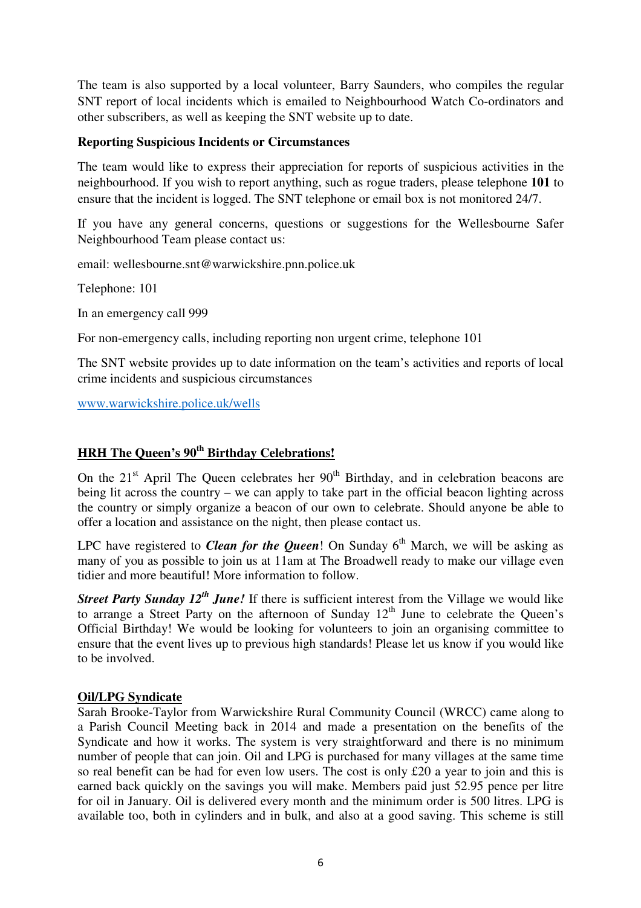The team is also supported by a local volunteer, Barry Saunders, who compiles the regular SNT report of local incidents which is emailed to Neighbourhood Watch Co-ordinators and other subscribers, as well as keeping the SNT website up to date.

**Reporting Suspicious Incidents or Circumstances**

The team would like to express their appreciation for reports of suspicious activities in the neighbourhood. If you wish to report anything, such as rogue traders, please telephone **101** to ensure that the incident is logged. The SNT telephone or email box is not monitored 24/7.

If you have any general concerns, questions or suggestions for the Wellesbourne Safer Neighbourhood Team please contact us:

email: wellesbourne.snt@warwickshire.pnn.police.uk

Telephone: 101

In an emergency call 999

For non-emergency calls, including reporting non urgent crime, telephone 101

The SNT website provides up to date information on the team's activities and reports of local crime incidents and suspicious circumstances

www.warwickshire.police.uk/wells

## HRH The Queen's 90th Birthday Celebrations!

On the 21st April The Queen celebrates her 90th Birthday, and in celebration beacons are being lit across the country – we can apply to take part in the official beacon lighting across the country or simply organize a beacon of our own to celebrate. Should anyone be able to offer a location and assistance on the night, then please contact us.

LPC have registered to ***Clean for the Queen***! On Sunday 6th March, we will be asking as many of you as possible to join us at 11am at The Broadwell ready to make our village even tidier and more beautiful! More information to follow.

***Street Party Sunday 12th June!*** If there is sufficient interest from the Village we would like to arrange a Street Party on the afternoon of Sunday 12th June to celebrate the Queen's Official Birthday! We would be looking for volunteers to join an organising committee to ensure that the event lives up to previous high standards! Please let us know if you would like to be involved.

## Oil/LPG Syndicate

Sarah Brooke-Taylor from Warwickshire Rural Community Council (WRCC) came along to a Parish Council Meeting back in 2014 and made a presentation on the benefits of the Syndicate and how it works. The system is very straightforward and there is no minimum number of people that can join. Oil and LPG is purchased for many villages at the same time so real benefit can be had for even low users. The cost is only £20 a year to join and this is earned back quickly on the savings you will make. Members paid just 52.95 pence per litre for oil in January. Oil is delivered every month and the minimum order is 500 litres. LPG is available too, both in cylinders and in bulk, and also at a good saving. This scheme is still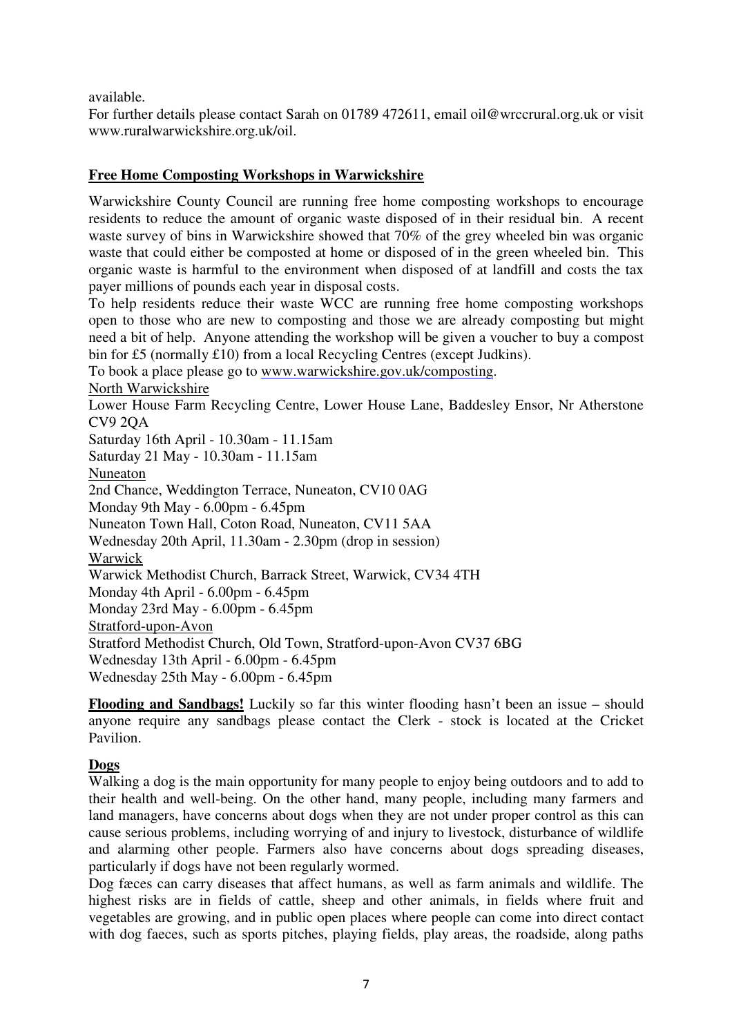available.

For further details please contact Sarah on 01789 472611, email oil@wrccrural.org.uk or visit www.ruralwarwickshire.org.uk/oil.

**Free Home Composting Workshops in Warwickshire**

Warwickshire County Council are running free home composting workshops to encourage residents to reduce the amount of organic waste disposed of in their residual bin. A recent waste survey of bins in Warwickshire showed that 70% of the grey wheeled bin was organic waste that could either be composted at home or disposed of in the green wheeled bin. This organic waste is harmful to the environment when disposed of at landfill and costs the tax payer millions of pounds each year in disposal costs.

To help residents reduce their waste WCC are running free home composting workshops open to those who are new to composting and those we are already composting but might need a bit of help. Anyone attending the workshop will be given a voucher to buy a compost bin for £5 (normally £10) from a local Recycling Centres (except Judkins).

To book a place please go to www.warwickshire.gov.uk/composting.

North Warwickshire

Lower House Farm Recycling Centre, Lower House Lane, Baddesley Ensor, Nr Atherstone CV9 2QA

Saturday 16th April - 10.30am - 11.15am

Saturday 21 May - 10.30am - 11.15am

Nuneaton

2nd Chance, Weddington Terrace, Nuneaton, CV10 0AG

Monday 9th May - 6.00pm - 6.45pm

Nuneaton Town Hall, Coton Road, Nuneaton, CV11 5AA

Wednesday 20th April, 11.30am - 2.30pm (drop in session)

Warwick

Warwick Methodist Church, Barrack Street, Warwick, CV34 4TH

Monday 4th April - 6.00pm - 6.45pm

Monday 23rd May - 6.00pm - 6.45pm

Stratford-upon-Avon

Stratford Methodist Church, Old Town, Stratford-upon-Avon CV37 6BG

Wednesday 13th April - 6.00pm - 6.45pm

Wednesday 25th May - 6.00pm - 6.45pm

**Flooding and Sandbags!** Luckily so far this winter flooding hasn't been an issue – should anyone require any sandbags please contact the Clerk - stock is located at the Cricket Pavilion.

**Dogs**

Walking a dog is the main opportunity for many people to enjoy being outdoors and to add to their health and well-being. On the other hand, many people, including many farmers and land managers, have concerns about dogs when they are not under proper control as this can cause serious problems, including worrying of and injury to livestock, disturbance of wildlife and alarming other people. Farmers also have concerns about dogs spreading diseases, particularly if dogs have not been regularly wormed.

Dog fæces can carry diseases that affect humans, as well as farm animals and wildlife. The highest risks are in fields of cattle, sheep and other animals, in fields where fruit and vegetables are growing, and in public open places where people can come into direct contact with dog faeces, such as sports pitches, playing fields, play areas, the roadside, along paths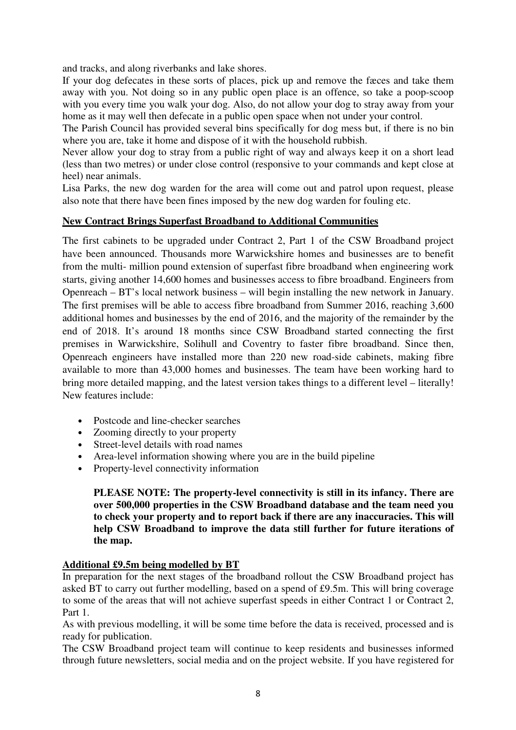and tracks, and along riverbanks and lake shores.

If your dog defecates in these sorts of places, pick up and remove the fæces and take them away with you. Not doing so in any public open place is an offence, so take a poop-scoop with you every time you walk your dog. Also, do not allow your dog to stray away from your home as it may well then defecate in a public open space when not under your control.

The Parish Council has provided several bins specifically for dog mess but, if there is no bin where you are, take it home and dispose of it with the household rubbish.

Never allow your dog to stray from a public right of way and always keep it on a short lead (less than two metres) or under close control (responsive to your commands and kept close at heel) near animals.

Lisa Parks, the new dog warden for the area will come out and patrol upon request, please also note that there have been fines imposed by the new dog warden for fouling etc.

**New Contract Brings Superfast Broadband to Additional Communities**

The first cabinets to be upgraded under Contract 2, Part 1 of the CSW Broadband project have been announced. Thousands more Warwickshire homes and businesses are to benefit from the multi- million pound extension of superfast fibre broadband when engineering work starts, giving another 14,600 homes and businesses access to fibre broadband. Engineers from Openreach – BT's local network business – will begin installing the new network in January. The first premises will be able to access fibre broadband from Summer 2016, reaching 3,600 additional homes and businesses by the end of 2016, and the majority of the remainder by the end of 2018. It's around 18 months since CSW Broadband started connecting the first premises in Warwickshire, Solihull and Coventry to faster fibre broadband. Since then, Openreach engineers have installed more than 220 new road-side cabinets, making fibre available to more than 43,000 homes and businesses. The team have been working hard to bring more detailed mapping, and the latest version takes things to a different level – literally! New features include:

- Postcode and line-checker searches
- Zooming directly to your property
- Street-level details with road names
- Area-level information showing where you are in the build pipeline
- Property-level connectivity information

**PLEASE NOTE: The property-level connectivity is still in its infancy. There are over 500,000 properties in the CSW Broadband database and the team need you to check your property and to report back if there are any inaccuracies. This will help CSW Broadband to improve the data still further for future iterations of the map.**

**Additional £9.5m being modelled by BT**

In preparation for the next stages of the broadband rollout the CSW Broadband project has asked BT to carry out further modelling, based on a spend of £9.5m. This will bring coverage to some of the areas that will not achieve superfast speeds in either Contract 1 or Contract 2, Part 1.

As with previous modelling, it will be some time before the data is received, processed and is ready for publication.

The CSW Broadband project team will continue to keep residents and businesses informed through future newsletters, social media and on the project website. If you have registered for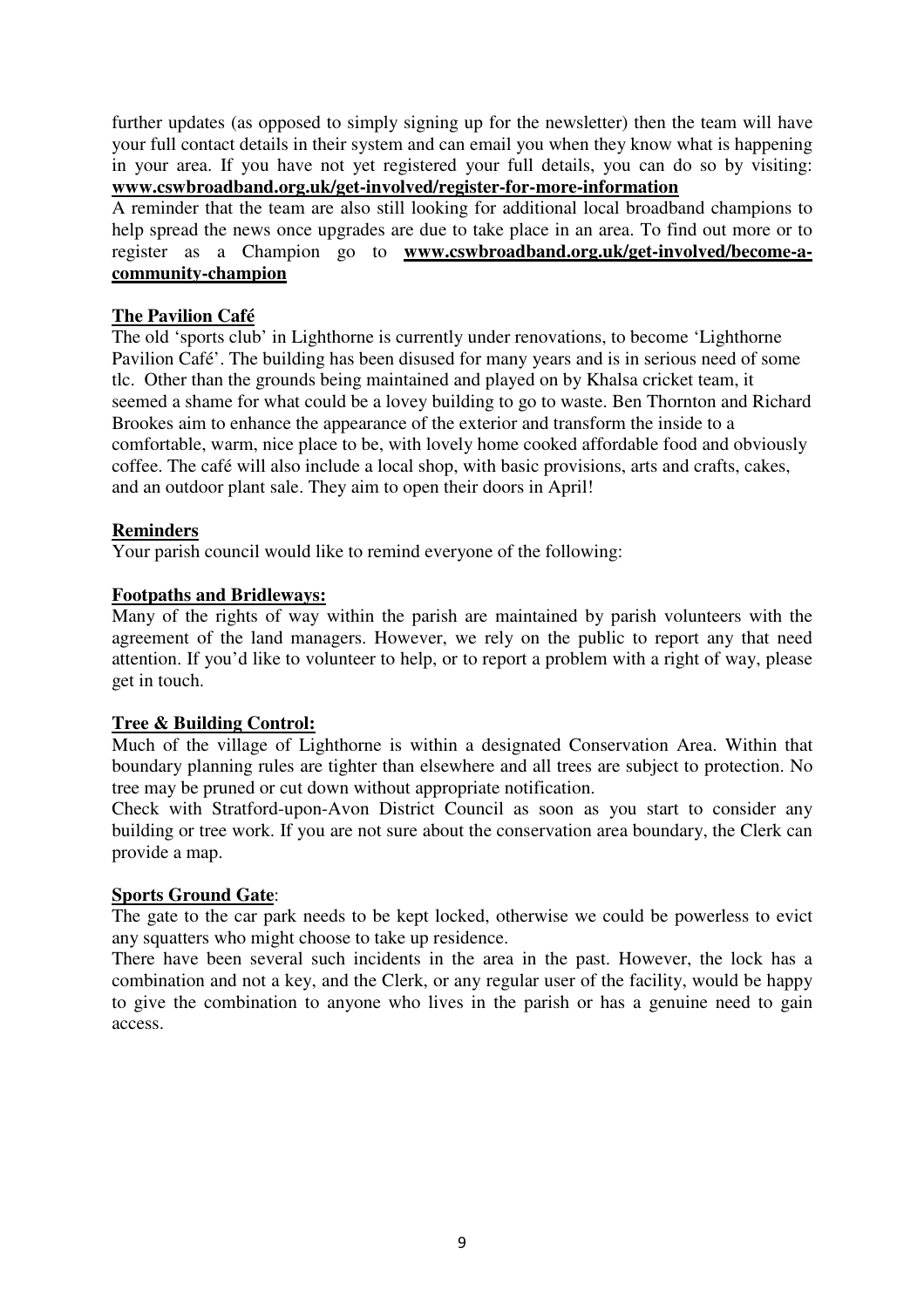further updates (as opposed to simply signing up for the newsletter) then the team will have your full contact details in their system and can email you when they know what is happening in your area. If you have not yet registered your full details, you can do so by visiting: **www.cswbroadband.org.uk/get-involved/register-for-more-information**

A reminder that the team are also still looking for additional local broadband champions to help spread the news once upgrades are due to take place in an area. To find out more or to register as a Champion go to **www.cswbroadband.org.uk/get-involved/become-a-community-champion**

**The Pavilion Café**

The old 'sports club' in Lighthorne is currently under renovations, to become 'Lighthorne Pavilion Café'. The building has been disused for many years and is in serious need of some tlc. Other than the grounds being maintained and played on by Khalsa cricket team, it seemed a shame for what could be a lovey building to go to waste. Ben Thornton and Richard Brookes aim to enhance the appearance of the exterior and transform the inside to a comfortable, warm, nice place to be, with lovely home cooked affordable food and obviously coffee. The café will also include a local shop, with basic provisions, arts and crafts, cakes, and an outdoor plant sale. They aim to open their doors in April!

**Reminders**

Your parish council would like to remind everyone of the following:

**Footpaths and Bridleways:**

Many of the rights of way within the parish are maintained by parish volunteers with the agreement of the land managers. However, we rely on the public to report any that need attention. If you'd like to volunteer to help, or to report a problem with a right of way, please get in touch.

**Tree & Building Control:**

Much of the village of Lighthorne is within a designated Conservation Area. Within that boundary planning rules are tighter than elsewhere and all trees are subject to protection. No tree may be pruned or cut down without appropriate notification.

Check with Stratford-upon-Avon District Council as soon as you start to consider any building or tree work. If you are not sure about the conservation area boundary, the Clerk can provide a map.

**Sports Ground Gate**:

The gate to the car park needs to be kept locked, otherwise we could be powerless to evict any squatters who might choose to take up residence.

There have been several such incidents in the area in the past. However, the lock has a combination and not a key, and the Clerk, or any regular user of the facility, would be happy to give the combination to anyone who lives in the parish or has a genuine need to gain access.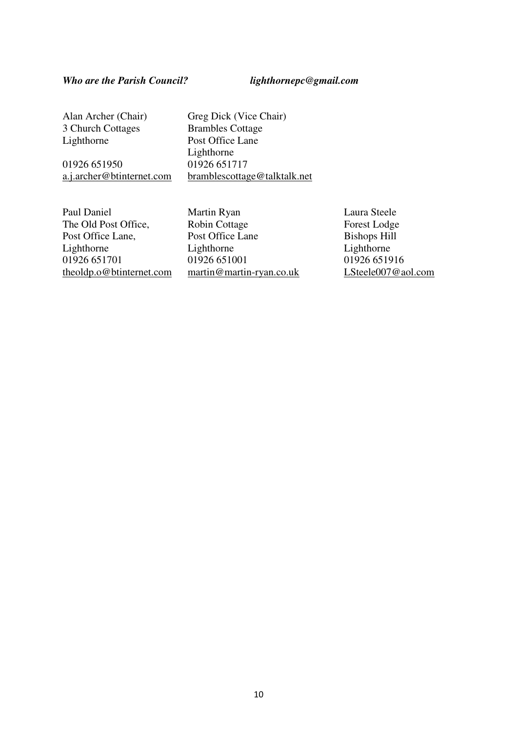***Who are the Parish Council?*** ***lighthornepc@gmail.com***

Alan Archer (Chair)
3 Church Cottages
Lighthorne

01926 651950
a.j.archer@btinternet.com

Greg Dick (Vice Chair)
Brambles Cottage
Post Office Lane
Lighthorne
01926 651717
bramblescottage@talktalk.net

Paul Daniel
The Old Post Office,
Post Office Lane,
Lighthorne
01926 651701
theoldp.o@btinternet.com

Martin Ryan
Robin Cottage
Post Office Lane
Lighthorne
01926 651001
martin@martin-ryan.co.uk

Laura Steele
Forest Lodge
Bishops Hill
Lighthorne
01926 651916
LSteele007@aol.com